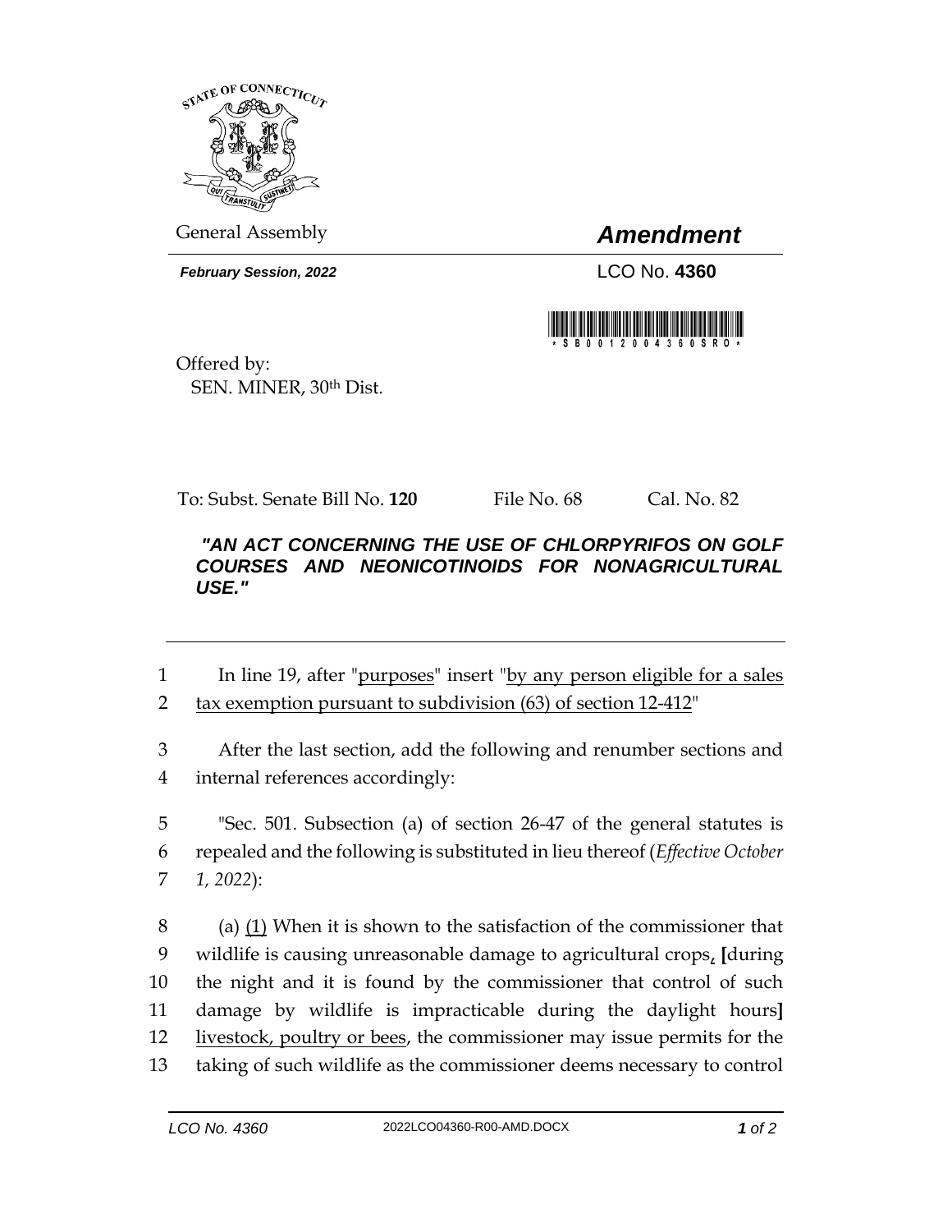STATE OF CONNECTICUT

General Assembly

# *Amendment*

***February Session, 2022***

LCO No. **4360**

\* S B 0 0 1 2 0 0 4 3 6 0 S R O \*

Offered by:
SEN. MINER, 30th Dist.

To: Subst. Senate Bill No. **120** File No. 68 Cal. No. 82

***"AN ACT CONCERNING THE USE OF CHLORPYRIFOS ON GOLF COURSES AND NEONICOTINOIDS FOR NONAGRICULTURAL USE."***

---

1 In line 19, after "<u>purposes</u>" insert "<u>by any person eligible for a sales</u>
2 <u>tax exemption pursuant to subdivision (63) of section 12-412</u>"

3 After the last section, add the following and renumber sections and
4 internal references accordingly:

5 "Sec. 501. Subsection (a) of section 26-47 of the general statutes is
6 repealed and the following is substituted in lieu thereof (*Effective October*
7 *1, 2022*):

8 (a) <u>(1)</u> When it is shown to the satisfaction of the commissioner that
9 wildlife is causing unreasonable damage to agricultural crops<u>,</u> **[**during
10 the night and it is found by the commissioner that control of such
11 damage by wildlife is impracticable during the daylight hours**]**
12 <u>livestock, poultry or bees</u>, the commissioner may issue permits for the
13 taking of such wildlife as the commissioner deems necessary to control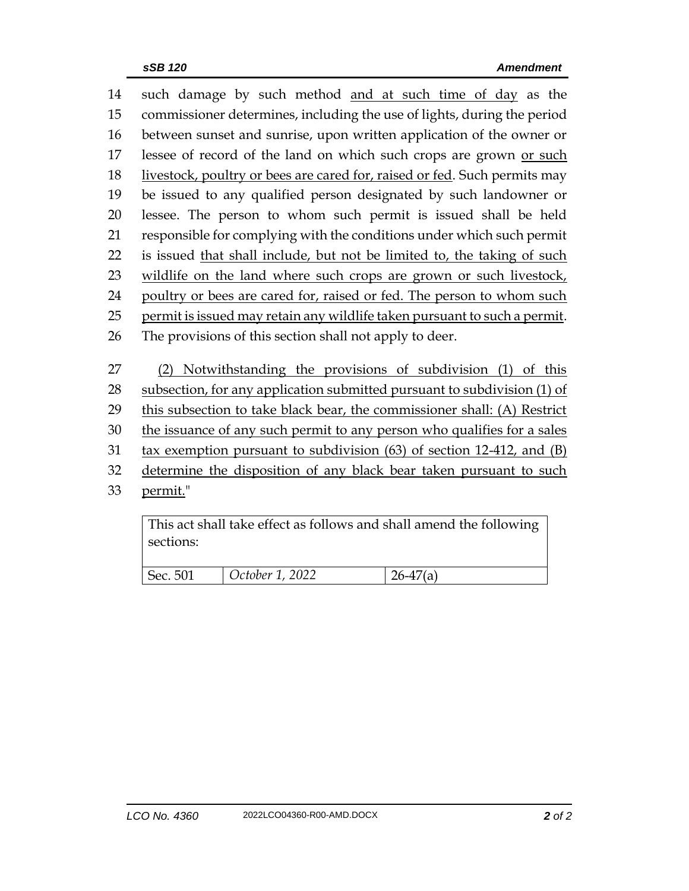14 such damage by such method and at such time of day as the
15 commissioner determines, including the use of lights, during the period
16 between sunset and sunrise, upon written application of the owner or
17 lessee of record of the land on which such crops are grown or such
18 livestock, poultry or bees are cared for, raised or fed. Such permits may
19 be issued to any qualified person designated by such landowner or
20 lessee. The person to whom such permit is issued shall be held
21 responsible for complying with the conditions under which such permit
22 is issued that shall include, but not be limited to, the taking of such
23 wildlife on the land where such crops are grown or such livestock,
24 poultry or bees are cared for, raised or fed. The person to whom such
25 permit is issued may retain any wildlife taken pursuant to such a permit.
26 The provisions of this section shall not apply to deer.

27 (2) Notwithstanding the provisions of subdivision (1) of this
28 subsection, for any application submitted pursuant to subdivision (1) of
29 this subsection to take black bear, the commissioner shall: (A) Restrict
30 the issuance of any such permit to any person who qualifies for a sales
31 tax exemption pursuant to subdivision (63) of section 12-412, and (B)
32 determine the disposition of any black bear taken pursuant to such
33 permit."

| This act shall take effect as follows and shall amend the following sections: | | |
|---|---|---|
| Sec. 501 | *October 1, 2022* | 26-47(a) |